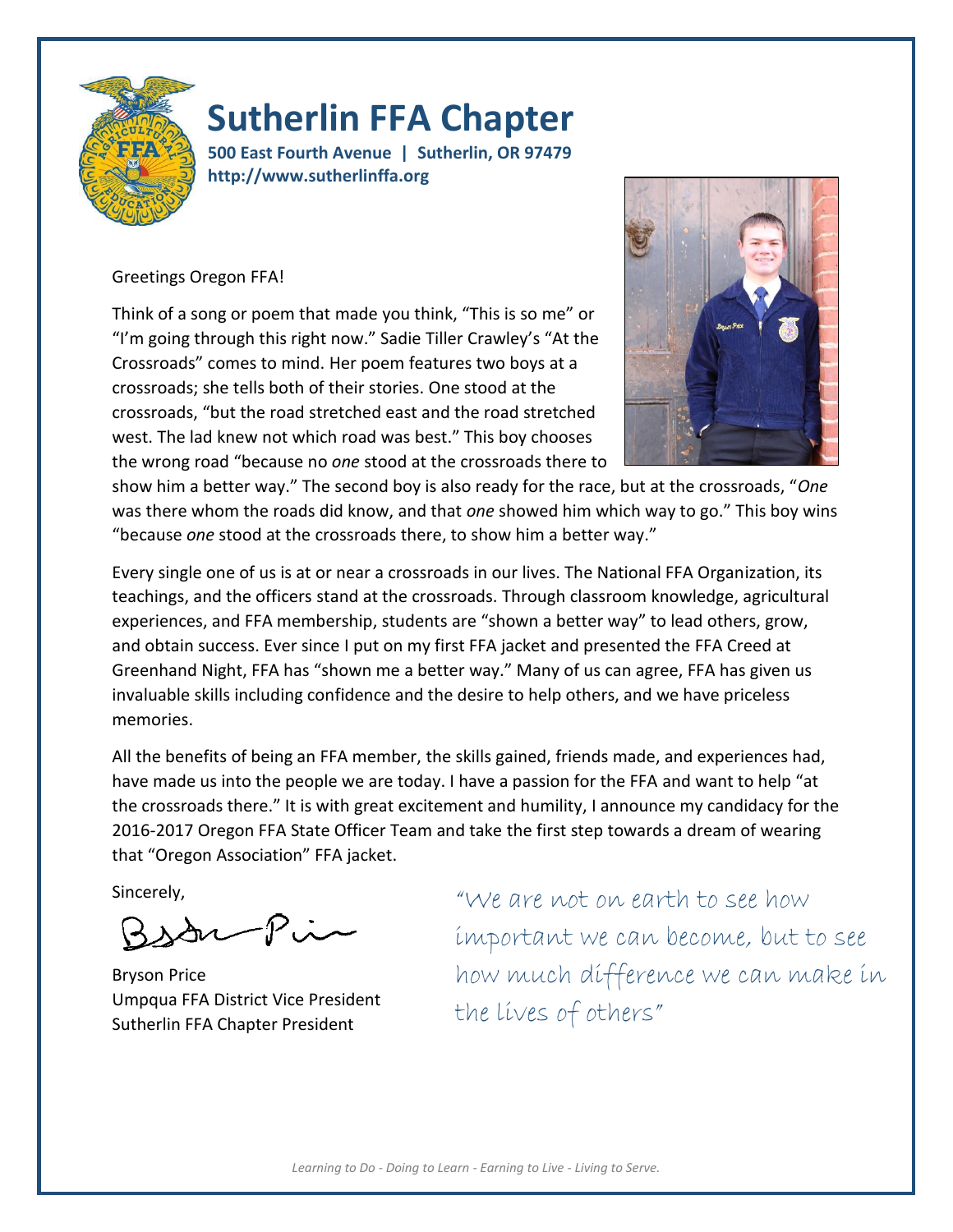# Sutherlin FFA Chapter

**500 East Fourth Avenue | Sutherlin, OR 97479**
**http://www.sutherlinffa.org**

Greetings Oregon FFA!

Think of a song or poem that made you think, "This is so me" or "I'm going through this right now." Sadie Tiller Crawley's "At the Crossroads" comes to mind. Her poem features two boys at a crossroads; she tells both of their stories. One stood at the crossroads, "but the road stretched east and the road stretched west. The lad knew not which road was best." This boy chooses the wrong road "because no *one* stood at the crossroads there to show him a better way." The second boy is also ready for the race, but at the crossroads, "*One* was there whom the roads did know, and that *one* showed him which way to go." This boy wins "because *one* stood at the crossroads there, to show him a better way."

Every single one of us is at or near a crossroads in our lives. The National FFA Organization, its teachings, and the officers stand at the crossroads. Through classroom knowledge, agricultural experiences, and FFA membership, students are "shown a better way" to lead others, grow, and obtain success. Ever since I put on my first FFA jacket and presented the FFA Creed at Greenhand Night, FFA has "shown me a better way." Many of us can agree, FFA has given us invaluable skills including confidence and the desire to help others, and we have priceless memories.

All the benefits of being an FFA member, the skills gained, friends made, and experiences had, have made us into the people we are today. I have a passion for the FFA and want to help "at the crossroads there." It is with great excitement and humility, I announce my candidacy for the 2016-2017 Oregon FFA State Officer Team and take the first step towards a dream of wearing that "Oregon Association" FFA jacket.

Sincerely,

Bryson Price
Umpqua FFA District Vice President
Sutherlin FFA Chapter President

*"We are not on earth to see how important we can become, but to see how much difference we can make in the lives of others"*

*Learning to Do - Doing to Learn - Earning to Live - Living to Serve.*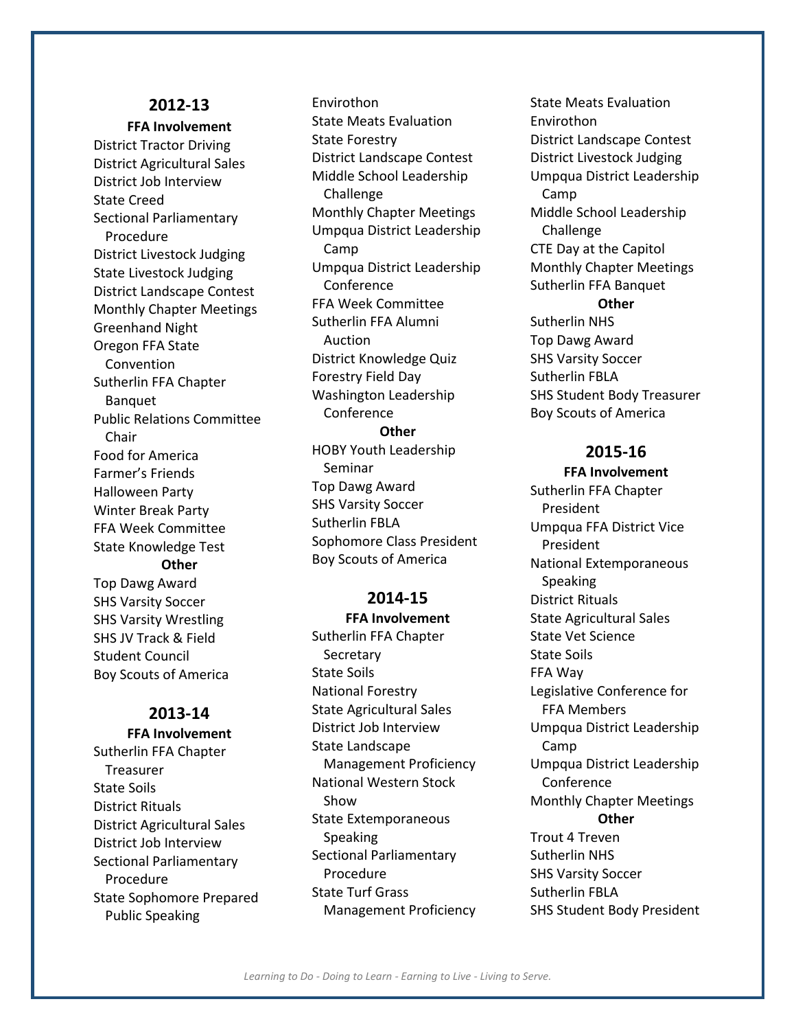## 2012-13

**FFA Involvement**

District Tractor Driving
District Agricultural Sales
District Job Interview
State Creed
Sectional Parliamentary Procedure
District Livestock Judging
State Livestock Judging
District Landscape Contest
Monthly Chapter Meetings
Greenhand Night
Oregon FFA State Convention
Sutherlin FFA Chapter Banquet
Public Relations Committee Chair
Food for America
Farmer's Friends
Halloween Party
Winter Break Party
FFA Week Committee
State Knowledge Test

**Other**

Top Dawg Award
SHS Varsity Soccer
SHS Varsity Wrestling
SHS JV Track & Field
Student Council
Boy Scouts of America

## 2013-14

**FFA Involvement**

Sutherlin FFA Chapter Treasurer
State Soils
District Rituals
District Agricultural Sales
District Job Interview
Sectional Parliamentary Procedure
State Sophomore Prepared Public Speaking
Envirothon
State Meats Evaluation
State Forestry
District Landscape Contest
Middle School Leadership Challenge
Monthly Chapter Meetings
Umpqua District Leadership Camp
Umpqua District Leadership Conference
FFA Week Committee
Sutherlin FFA Alumni Auction
District Knowledge Quiz
Forestry Field Day
Washington Leadership Conference

**Other**

HOBY Youth Leadership Seminar
Top Dawg Award
SHS Varsity Soccer
Sutherlin FBLA
Sophomore Class President
Boy Scouts of America

## 2014-15

**FFA Involvement**

Sutherlin FFA Chapter Secretary
State Soils
National Forestry
State Agricultural Sales
District Job Interview
State Landscape Management Proficiency
National Western Stock Show
State Extemporaneous Speaking
Sectional Parliamentary Procedure
State Turf Grass Management Proficiency
State Meats Evaluation
Envirothon
District Landscape Contest
District Livestock Judging
Umpqua District Leadership Camp
Middle School Leadership Challenge
CTE Day at the Capitol
Monthly Chapter Meetings
Sutherlin FFA Banquet

**Other**

Sutherlin NHS
Top Dawg Award
SHS Varsity Soccer
Sutherlin FBLA
SHS Student Body Treasurer
Boy Scouts of America

## 2015-16

**FFA Involvement**

Sutherlin FFA Chapter President
Umpqua FFA District Vice President
National Extemporaneous Speaking
District Rituals
State Agricultural Sales
State Vet Science
State Soils
FFA Way
Legislative Conference for FFA Members
Umpqua District Leadership Camp
Umpqua District Leadership Conference
Monthly Chapter Meetings

**Other**

Trout 4 Treven
Sutherlin NHS
SHS Varsity Soccer
Sutherlin FBLA
SHS Student Body President

*Learning to Do - Doing to Learn - Earning to Live - Living to Serve.*